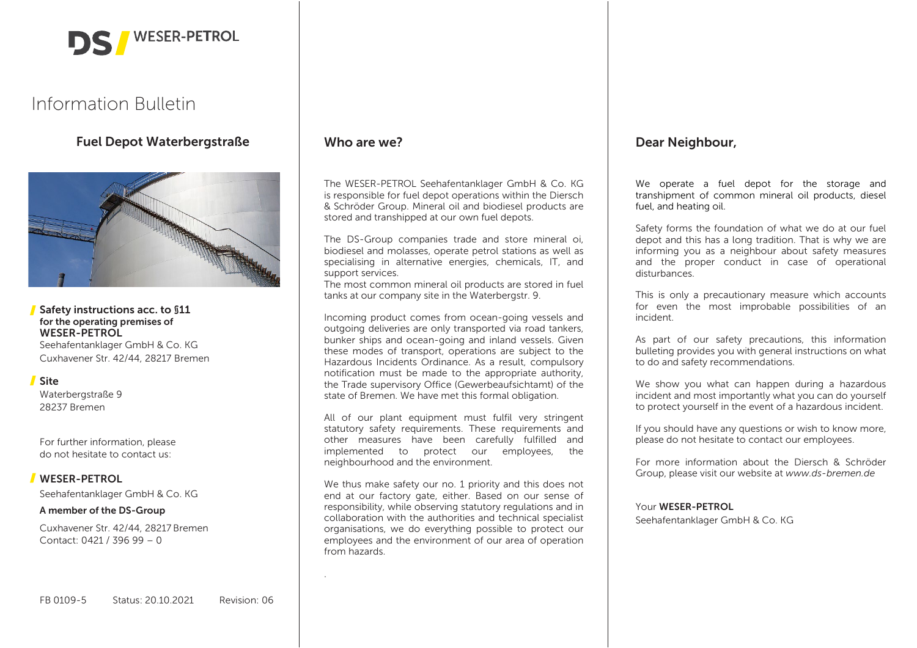DS WESER-PETROL

# Information Bulletin

## Fuel Depot Waterbergstraße

**Safety instructions acc. to §11 for the operating premises of WESER-PETROL**
Seehafentanklager GmbH & Co. KG
Cuxhavener Str. 42/44, 28217 Bremen

**Site**
Waterbergstraße 9
28237 Bremen

For further information, please do not hesitate to contact us:

**WESER-PETROL**
Seehafentanklager GmbH & Co. KG

**A member of the DS-Group**

Cuxhavener Str. 42/44, 28217 Bremen
Contact: 0421 / 396 99 – 0

FB 0109-5 Status: 20.10.2021 Revision: 06

## Who are we?

The WESER-PETROL Seehafentanklager GmbH & Co. KG is responsible for fuel depot operations within the Diersch & Schröder Group. Mineral oil and biodiesel products are stored and transhipped at our own fuel depots.

The DS-Group companies trade and store mineral oi, biodiesel and molasses, operate petrol stations as well as specialising in alternative energies, chemicals, IT, and support services.
The most common mineral oil products are stored in fuel tanks at our company site in the Waterbergstr. 9.

Incoming product comes from ocean-going vessels and outgoing deliveries are only transported via road tankers, bunker ships and ocean-going and inland vessels. Given these modes of transport, operations are subject to the Hazardous Incidents Ordinance. As a result, compulsory notification must be made to the appropriate authority, the Trade supervisory Office (Gewerbeaufsichtamt) of the state of Bremen. We have met this formal obligation.

All of our plant equipment must fulfil very stringent statutory safety requirements. These requirements and other measures have been carefully fulfilled and implemented to protect our employees, the neighbourhood and the environment.

We thus make safety our no. 1 priority and this does not end at our factory gate, either. Based on our sense of responsibility, while observing statutory regulations and in collaboration with the authorities and technical specialist organisations, we do everything possible to protect our employees and the environment of our area of operation from hazards.

## Dear Neighbour,

We operate a fuel depot for the storage and transhipment of common mineral oil products, diesel fuel, and heating oil.

Safety forms the foundation of what we do at our fuel depot and this has a long tradition. That is why we are informing you as a neighbour about safety measures and the proper conduct in case of operational disturbances.

This is only a precautionary measure which accounts for even the most improbable possibilities of an incident.

As part of our safety precautions, this information bulleting provides you with general instructions on what to do and safety recommendations.

We show you what can happen during a hazardous incident and most importantly what you can do yourself to protect yourself in the event of a hazardous incident.

If you should have any questions or wish to know more, please do not hesitate to contact our employees.

For more information about the Diersch & Schröder Group, please visit our website at *www.ds-bremen.de*

Your **WESER-PETROL**
Seehafentanklager GmbH & Co. KG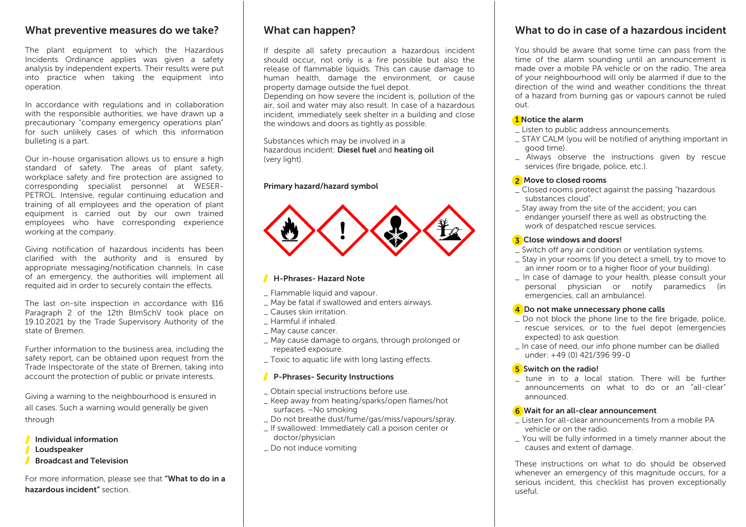## What preventive measures do we take?

The plant equipment to which the Hazardous Incidents Ordinance applies was given a safety analysis by independent experts. Their results were put into practice when taking the equipment into operation.

In accordance with regulations and in collaboration with the responsible authorities, we have drawn up a precautionary "company emergency operations plan" for such unlikely cases of which this information bulleting is a part.

Our in-house organisation allows us to ensure a high standard of safety. The areas of plant safety, workplace safety and fire protection are assigned to corresponding specialist personnel at WESER-PETROL. Intensive, regular continuing education and training of all employees and the operation of plant equipment is carried out by our own trained employees who have corresponding experience working at the company.

Giving notification of hazardous incidents has been clarified with the authority and is ensured by appropriate messaging/notification channels. In case of an emergency, the authorities will implement all requited aid in order to securely contain the effects.

The last on-site inspection in accordance with §16 Paragraph 2 of the 12th BImSchV took place on 19.10.2021 by the Trade Supervisory Authority of the state of Bremen.

Further information to the business area, including the safety report, can be obtained upon request from the Trade Inspectorate of the state of Bremen, taking into account the protection of public or private interests.

Giving a warning to the neighbourhood is ensured in all cases. Such a warning would generally be given through

- **Individual information**
- **Loudspeaker**
- **Broadcast and Television**

For more information, please see that **"What to do in a hazardous incident"** section.

## What can happen?

If despite all safety precaution a hazardous incident should occur, not only is a fire possible but also the release of flammable liquids. This can cause damage to human health, damage the environment, or cause property damage outside the fuel depot.
Depending on how severe the incident is, pollution of the air, soil and water may also result. In case of a hazardous incident, immediately seek shelter in a building and close the windows and doors as tightly as possible.

Substances which may be involved in a hazardous incident: **Diesel fuel** and **heating oil** (very light).

**Primary hazard/hazard symbol**

### H-Phrases- Hazard Note

- Flammable liquid and vapour.
- May be fatal if swallowed and enters airways.
- Causes skin irritation.
- Harmful if inhaled.
- May cause cancer.
- May cause damage to organs, through prolonged or repeated exposure.
- Toxic to aquatic life with long lasting effects.

### P-Phrases- Security Instructions

- Obtain special instructions before use.
- Keep away from heating/sparks/open flames/hot surfaces. –No smoking
- Do not breathe dust/fume/gas/miss/vapours/spray.
- If swallowed: Immediately call a poison center or doctor/physician
- Do not induce vomiting

## What to do in case of a hazardous incident

You should be aware that some time can pass from the time of the alarm sounding until an announcement is made over a mobile PA vehicle or on the radio. The area of your neighbourhood will only be alarmed if due to the direction of the wind and weather conditions the threat of a hazard from burning gas or vapours cannot be ruled out.

**1 Notice the alarm**

- Listen to public address announcements.
- STAY CALM (you will be notified of anything important in good time).
- Always observe the instructions given by rescue services (fire brigade, police, etc.).

**2 Move to closed rooms**

- Closed rooms protect against the passing "hazardous substances cloud".
- Stay away from the site of the accident; you can endanger yourself there as well as obstructing the work of despatched rescue services.

**3 Close windows and doors!**

- Switch off any air condition or ventilation systems.
- Stay in your rooms (if you detect a smell, try to move to an inner room or to a higher floor of your building).
- In case of damage to your health, please consult your personal physician or notify paramedics (in emergencies, call an ambulance).

**4 Do not make unnecessary phone calls**

- Do not block the phone line to the fire brigade, police, rescue services, or to the fuel depot (emergencies expected) to ask question.
- In case of need, our info phone number can be dialled under: +49 (0) 421/396 99-0

**5 Switch on the radio!**

- tune in to a local station. There will be further announcements on what to do or an "all-clear" announced.

**6 Wait for an all-clear announcement**

- Listen for all-clear announcements from a mobile PA vehicle or on the radio.
- You will be fully informed in a timely manner about the causes and extent of damage.

These instructions on what to do should be observed whenever an emergency of this magnitude occurs, for a serious incident, this checklist has proven exceptionally useful.